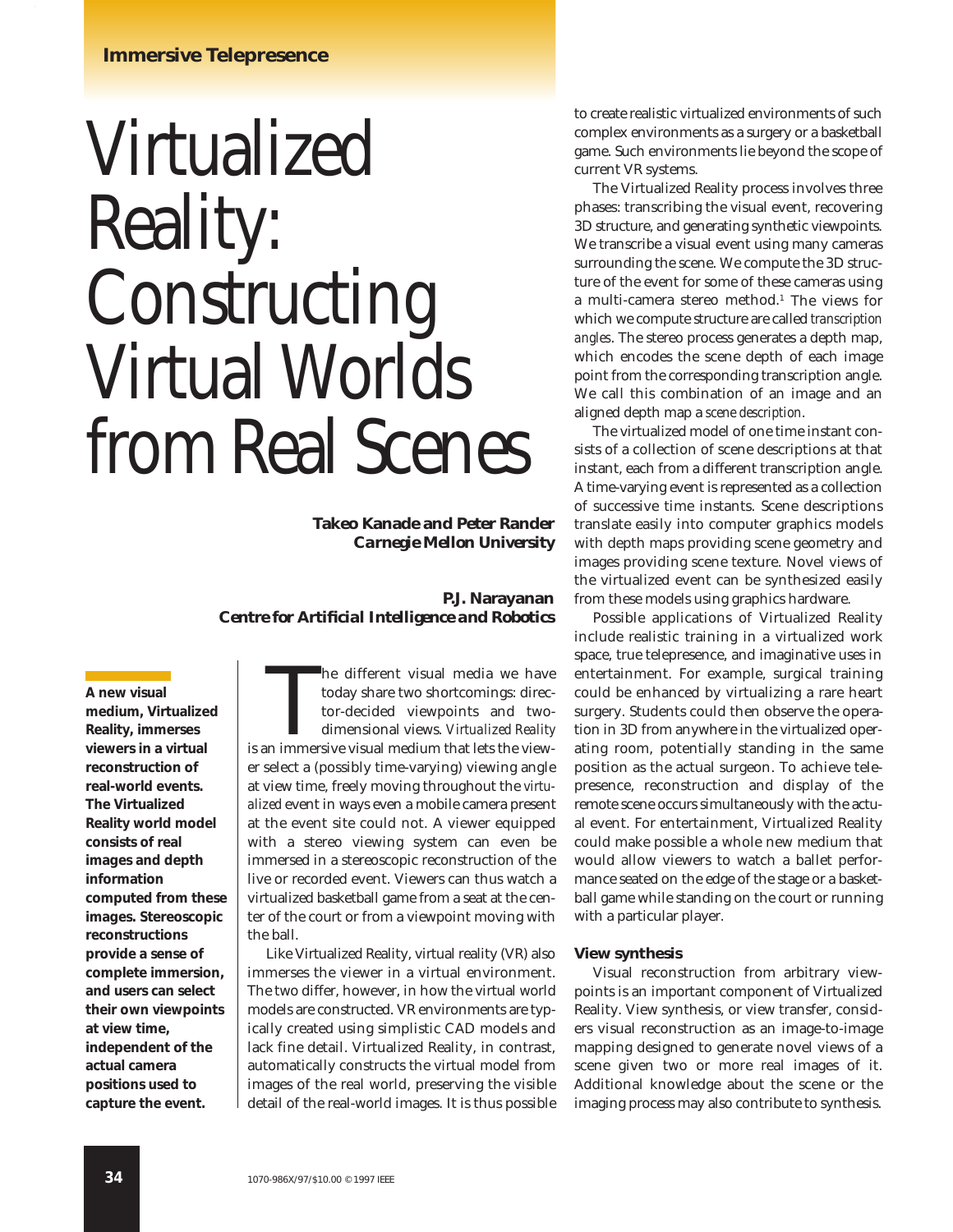# Virtualized Reality: Constructing Virtual Worlds from Real Scenes

**Takeo Kanade and Peter Rander**
***Carnegie Mellon University***

**P.J. Narayanan**
***Centre for Artificial Intelligence and Robotics***

**A new visual medium, Virtualized Reality, immerses viewers in a virtual reconstruction of real-world events. The Virtualized Reality world model consists of real images and depth information computed from these images. Stereoscopic reconstructions provide a sense of complete immersion, and users can select their own viewpoints at view time, independent of the actual camera positions used to capture the event.**

The different visual media we have today share two shortcomings: director-decided viewpoints and two-dimensional views. *Virtualized Reality* is an immersive visual medium that lets the viewer select a (possibly time-varying) viewing angle at view time, freely moving throughout the *virtualized* event in ways even a mobile camera present at the event site could not. A viewer equipped with a stereo viewing system can even be immersed in a stereoscopic reconstruction of the live or recorded event. Viewers can thus watch a virtualized basketball game from a seat at the center of the court or from a viewpoint moving with the ball.

Like Virtualized Reality, virtual reality (VR) also immerses the viewer in a virtual environment. The two differ, however, in how the virtual world models are constructed. VR environments are typically created using simplistic CAD models and lack fine detail. Virtualized Reality, in contrast, automatically constructs the virtual model from images of the real world, preserving the visible detail of the real-world images. It is thus possible to create realistic virtualized environments of such complex environments as a surgery or a basketball game. Such environments lie beyond the scope of current VR systems.

The Virtualized Reality process involves three phases: transcribing the visual event, recovering 3D structure, and generating synthetic viewpoints. We transcribe a visual event using many cameras surrounding the scene. We compute the 3D structure of the event for some of these cameras using a multi-camera stereo method.[1] The views for which we compute structure are called *transcription angles*. The stereo process generates a depth map, which encodes the scene depth of each image point from the corresponding transcription angle. We call this combination of an image and an aligned depth map a *scene description*.

The virtualized model of one time instant consists of a collection of scene descriptions at that instant, each from a different transcription angle. A time-varying event is represented as a collection of successive time instants. Scene descriptions translate easily into computer graphics models with depth maps providing scene geometry and images providing scene texture. Novel views of the virtualized event can be synthesized easily from these models using graphics hardware.

Possible applications of Virtualized Reality include realistic training in a virtualized work space, true telepresence, and imaginative uses in entertainment. For example, surgical training could be enhanced by virtualizing a rare heart surgery. Students could then observe the operation in 3D from anywhere in the virtualized operating room, potentially standing in the same position as the actual surgeon. To achieve telepresence, reconstruction and display of the remote scene occurs simultaneously with the actual event. For entertainment, Virtualized Reality could make possible a whole new medium that would allow viewers to watch a ballet performance seated on the edge of the stage or a basketball game while standing on the court or running with a particular player.

### View synthesis

Visual reconstruction from arbitrary viewpoints is an important component of Virtualized Reality. View synthesis, or view transfer, considers visual reconstruction as an image-to-image mapping designed to generate novel views of a scene given two or more real images of it. Additional knowledge about the scene or the imaging process may also contribute to synthesis.

1070-986X/97/$10.00 © 1997 IEEE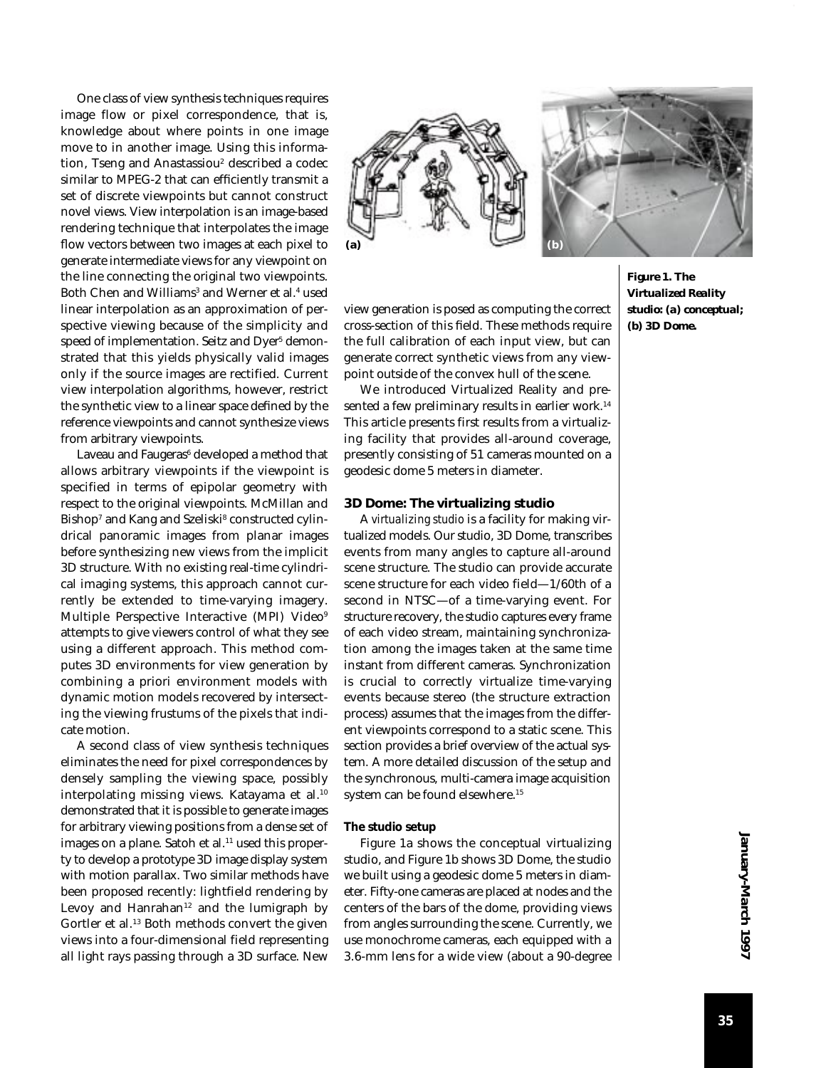One class of view synthesis techniques requires image flow or pixel correspondence, that is, knowledge about where points in one image move to in another image. Using this information, Tseng and Anastassiou[2] described a codec similar to MPEG-2 that can efficiently transmit a set of discrete viewpoints but cannot construct novel views. View interpolation is an image-based rendering technique that interpolates the image flow vectors between two images at each pixel to generate intermediate views for any viewpoint on the line connecting the original two viewpoints. Both Chen and Williams[3] and Werner et al.[4] used linear interpolation as an approximation of perspective viewing because of the simplicity and speed of implementation. Seitz and Dyer[5] demonstrated that this yields physically valid images only if the source images are rectified. Current view interpolation algorithms, however, restrict the synthetic view to a linear space defined by the reference viewpoints and cannot synthesize views from arbitrary viewpoints.

Laveau and Faugeras[6] developed a method that allows arbitrary viewpoints if the viewpoint is specified in terms of epipolar geometry with respect to the original viewpoints. McMillan and Bishop[7] and Kang and Szeliski[8] constructed cylindrical panoramic images from planar images before synthesizing new views from the implicit 3D structure. With no existing real-time cylindrical imaging systems, this approach cannot currently be extended to time-varying imagery. Multiple Perspective Interactive (MPI) Video[9] attempts to give viewers control of what they see using a different approach. This method computes 3D environments for view generation by combining a priori environment models with dynamic motion models recovered by intersecting the viewing frustums of the pixels that indicate motion.

A second class of view synthesis techniques eliminates the need for pixel correspondences by densely sampling the viewing space, possibly interpolating missing views. Katayama et al.[10] demonstrated that it is possible to generate images for arbitrary viewing positions from a dense set of images on a plane. Satoh et al.[11] used this property to develop a prototype 3D image display system with motion parallax. Two similar methods have been proposed recently: lightfield rendering by Levoy and Hanrahan[12] and the lumigraph by Gortler et al.[13] Both methods convert the given views into a four-dimensional field representing all light rays passing through a 3D surface. New view generation is posed as computing the correct cross-section of this field. These methods require the full calibration of each input view, but can generate correct synthetic views from any viewpoint outside of the convex hull of the scene.

We introduced Virtualized Reality and presented a few preliminary results in earlier work.[14] This article presents first results from a virtualizing facility that provides all-around coverage, presently consisting of 51 cameras mounted on a geodesic dome 5 meters in diameter.

**Figure 1. The Virtualized Reality studio: (a) conceptual; (b) 3D Dome.**

### 3D Dome: The virtualizing studio

A *virtualizing studio* is a facility for making virtualized models. Our studio, 3D Dome, transcribes events from many angles to capture all-around scene structure. The studio can provide accurate scene structure for each video field—1/60th of a second in NTSC—of a time-varying event. For structure recovery, the studio captures every frame of each video stream, maintaining synchronization among the images taken at the same time instant from different cameras. Synchronization is crucial to correctly virtualize time-varying events because stereo (the structure extraction process) assumes that the images from the different viewpoints correspond to a static scene. This section provides a brief overview of the actual system. A more detailed discussion of the setup and the synchronous, multi-camera image acquisition system can be found elsewhere.[15]

#### The studio setup

Figure 1a shows the conceptual virtualizing studio, and Figure 1b shows 3D Dome, the studio we built using a geodesic dome 5 meters in diameter. Fifty-one cameras are placed at nodes and the centers of the bars of the dome, providing views from angles surrounding the scene. Currently, we use monochrome cameras, each equipped with a 3.6-mm lens for a wide view (about a 90-degree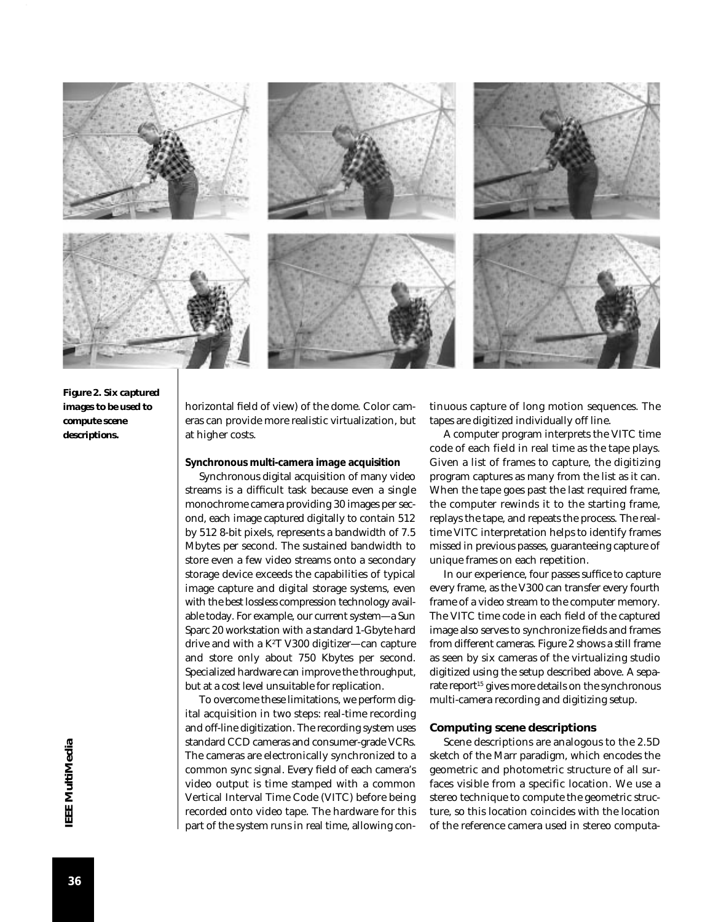*Figure 2. Six captured images to be used to compute scene descriptions.*

horizontal field of view) of the dome. Color cameras can provide more realistic virtualization, but at higher costs.

#### Synchronous multi-camera image acquisition

Synchronous digital acquisition of many video streams is a difficult task because even a single monochrome camera providing 30 images per second, each image captured digitally to contain 512 by 512 8-bit pixels, represents a bandwidth of 7.5 Mbytes per second. The sustained bandwidth to store even a few video streams onto a secondary storage device exceeds the capabilities of typical image capture and digital storage systems, even with the best lossless compression technology available today. For example, our current system—a Sun Sparc 20 workstation with a standard 1-Gbyte hard drive and with a $K^2T$ V300 digitizer—can capture and store only about 750 Kbytes per second. Specialized hardware can improve the throughput, but at a cost level unsuitable for replication.

To overcome these limitations, we perform digital acquisition in two steps: real-time recording and off-line digitization. The recording system uses standard CCD cameras and consumer-grade VCRs. The cameras are electronically synchronized to a common sync signal. Every field of each camera's video output is time stamped with a common Vertical Interval Time Code (VITC) before being recorded onto video tape. The hardware for this part of the system runs in real time, allowing continuous capture of long motion sequences. The tapes are digitized individually off line.

A computer program interprets the VITC time code of each field in real time as the tape plays. Given a list of frames to capture, the digitizing program captures as many from the list as it can. When the tape goes past the last required frame, the computer rewinds it to the starting frame, replays the tape, and repeats the process. The real-time VITC interpretation helps to identify frames missed in previous passes, guaranteeing capture of unique frames on each repetition.

In our experience, four passes suffice to capture every frame, as the V300 can transfer every fourth frame of a video stream to the computer memory. The VITC time code in each field of the captured image also serves to synchronize fields and frames from different cameras. Figure 2 shows a still frame as seen by six cameras of the virtualizing studio digitized using the setup described above. A separate report[15] gives more details on the synchronous multi-camera recording and digitizing setup.

### Computing scene descriptions

Scene descriptions are analogous to the 2.5D sketch of the Marr paradigm, which encodes the geometric and photometric structure of all surfaces visible from a specific location. We use a stereo technique to compute the geometric structure, so this location coincides with the location of the reference camera used in stereo computa-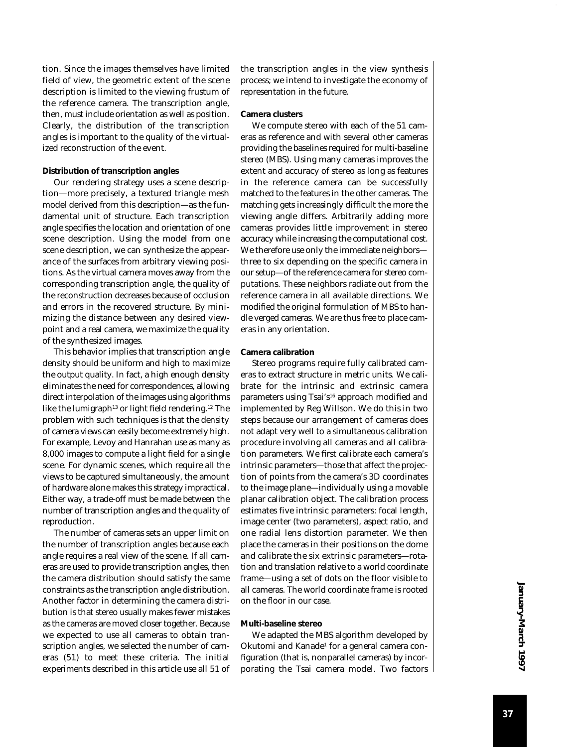tion. Since the images themselves have limited field of view, the geometric extent of the scene description is limited to the viewing frustum of the reference camera. The transcription angle, then, must include orientation as well as position. Clearly, the distribution of the transcription angles is important to the quality of the virtualized reconstruction of the event.

### Distribution of transcription angles

Our rendering strategy uses a scene description—more precisely, a textured triangle mesh model derived from this description—as the fundamental unit of structure. Each transcription angle specifies the location and orientation of one scene description. Using the model from one scene description, we can synthesize the appearance of the surfaces from arbitrary viewing positions. As the virtual camera moves away from the corresponding transcription angle, the quality of the reconstruction decreases because of occlusion and errors in the recovered structure. By minimizing the distance between any desired viewpoint and a real camera, we maximize the quality of the synthesized images.

This behavior implies that transcription angle density should be uniform and high to maximize the output quality. In fact, a high enough density eliminates the need for correspondences, allowing direct interpolation of the images using algorithms like the lumigraph[13] or light field rendering.[12] The problem with such techniques is that the density of camera views can easily become extremely high. For example, Levoy and Hanrahan use as many as 8,000 images to compute a light field for a single scene. For dynamic scenes, which require all the views to be captured simultaneously, the amount of hardware alone makes this strategy impractical. Either way, a trade-off must be made between the number of transcription angles and the quality of reproduction.

The number of cameras sets an upper limit on the number of transcription angles because each angle requires a real view of the scene. If all cameras are used to provide transcription angles, then the camera distribution should satisfy the same constraints as the transcription angle distribution. Another factor in determining the camera distribution is that stereo usually makes fewer mistakes as the cameras are moved closer together. Because we expected to use all cameras to obtain transcription angles, we selected the number of cameras (51) to meet these criteria. The initial experiments described in this article use all 51 of the transcription angles in the view synthesis process; we intend to investigate the economy of representation in the future.

### Camera clusters

We compute stereo with each of the 51 cameras as reference and with several other cameras providing the baselines required for multi-baseline stereo (MBS). Using many cameras improves the extent and accuracy of stereo as long as features in the reference camera can be successfully matched to the features in the other cameras. The matching gets increasingly difficult the more the viewing angle differs. Arbitrarily adding more cameras provides little improvement in stereo accuracy while increasing the computational cost. We therefore use only the immediate neighbors—three to six depending on the specific camera in our setup—of the reference camera for stereo computations. These neighbors radiate out from the reference camera in all available directions. We modified the original formulation of MBS to handle verged cameras. We are thus free to place cameras in any orientation.

### Camera calibration

Stereo programs require fully calibrated cameras to extract structure in metric units. We calibrate for the intrinsic and extrinsic camera parameters using Tsai's[16] approach modified and implemented by Reg Willson. We do this in two steps because our arrangement of cameras does not adapt very well to a simultaneous calibration procedure involving all cameras and all calibration parameters. We first calibrate each camera's intrinsic parameters—those that affect the projection of points from the camera's 3D coordinates to the image plane—individually using a movable planar calibration object. The calibration process estimates five intrinsic parameters: focal length, image center (two parameters), aspect ratio, and one radial lens distortion parameter. We then place the cameras in their positions on the dome and calibrate the six extrinsic parameters—rotation and translation relative to a world coordinate frame—using a set of dots on the floor visible to all cameras. The world coordinate frame is rooted on the floor in our case.

### Multi-baseline stereo

We adapted the MBS algorithm developed by Okutomi and Kanade[1] for a general camera configuration (that is, nonparallel cameras) by incorporating the Tsai camera model. Two factors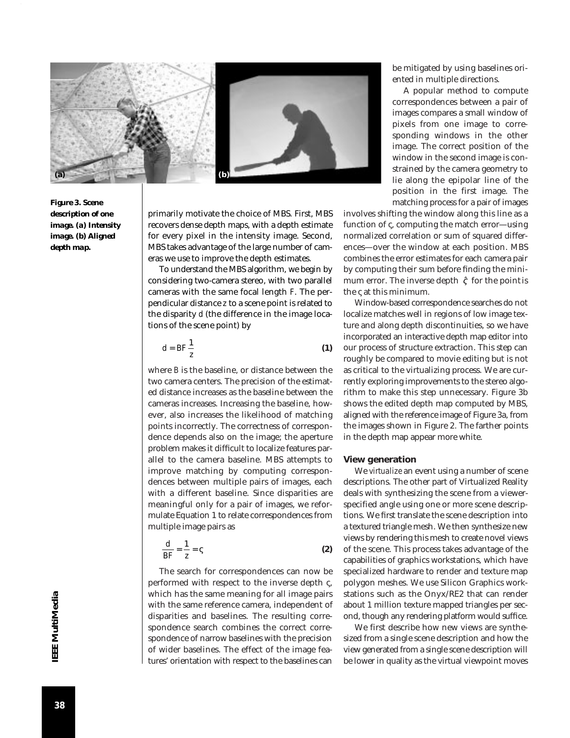Figure 3. Scene description of one image. (a) Intensity image. (b) Aligned depth map.

primarily motivate the choice of MBS. First, MBS recovers dense depth maps, with a depth estimate for every pixel in the intensity image. Second, MBS takes advantage of the large number of cameras we use to improve the depth estimates.

To understand the MBS algorithm, we begin by considering two-camera stereo, with two parallel cameras with the same focal length $F$. The perpendicular distance $z$ to a scene point is related to the disparity $d$ (the difference in the image locations of the scene point) by

$$d = BF\frac{1}{z} \tag{1}$$

where $B$ is the baseline, or distance between the two camera centers. The precision of the estimated distance increases as the baseline between the cameras increases. Increasing the baseline, however, also increases the likelihood of matching points incorrectly. The correctness of correspondence depends also on the image; the aperture problem makes it difficult to localize features parallel to the camera baseline. MBS attempts to improve matching by computing correspondences between multiple pairs of images, each with a different baseline. Since disparities are meaningful only for a pair of images, we reformulate Equation 1 to relate correspondences from multiple image pairs as

$$\frac{d}{BF} = \frac{1}{z} = \varsigma \tag{2}$$

The search for correspondences can now be performed with respect to the inverse depth $\varsigma$, which has the same meaning for all image pairs with the same reference camera, independent of disparities and baselines. The resulting correspondence search combines the correct correspondence of narrow baselines with the precision of wider baselines. The effect of the image features' orientation with respect to the baselines can be mitigated by using baselines oriented in multiple directions.

A popular method to compute correspondences between a pair of images compares a small window of pixels from one image to corresponding windows in the other image. The correct position of the window in the second image is constrained by the camera geometry to lie along the epipolar line of the position in the first image. The matching process for a pair of images involves shifting the window along this line as a function of $\varsigma$, computing the match error—using normalized correlation or sum of squared differences—over the window at each position. MBS combines the error estimates for each camera pair by computing their sum before finding the minimum error. The inverse depth $\hat{\varsigma}$ for the point is the $\varsigma$ at this minimum.

Window-based correspondence searches do not localize matches well in regions of low image texture and along depth discontinuities, so we have incorporated an interactive depth map editor into our process of structure extraction. This step can roughly be compared to movie editing but is not as critical to the virtualizing process. We are currently exploring improvements to the stereo algorithm to make this step unnecessary. Figure 3b shows the edited depth map computed by MBS, aligned with the reference image of Figure 3a, from the images shown in Figure 2. The farther points in the depth map appear more white.

### View generation

We *virtualize* an event using a number of scene descriptions. The other part of Virtualized Reality deals with synthesizing the scene from a viewer-specified angle using one or more scene descriptions. We first translate the scene description into a textured triangle mesh. We then synthesize new views by rendering this mesh to create novel views of the scene. This process takes advantage of the capabilities of graphics workstations, which have specialized hardware to render and texture map polygon meshes. We use Silicon Graphics workstations such as the Onyx/RE2 that can render about 1 million texture mapped triangles per second, though any rendering platform would suffice.

We first describe how new views are synthesized from a single scene description and how the view generated from a single scene description will be lower in quality as the virtual viewpoint moves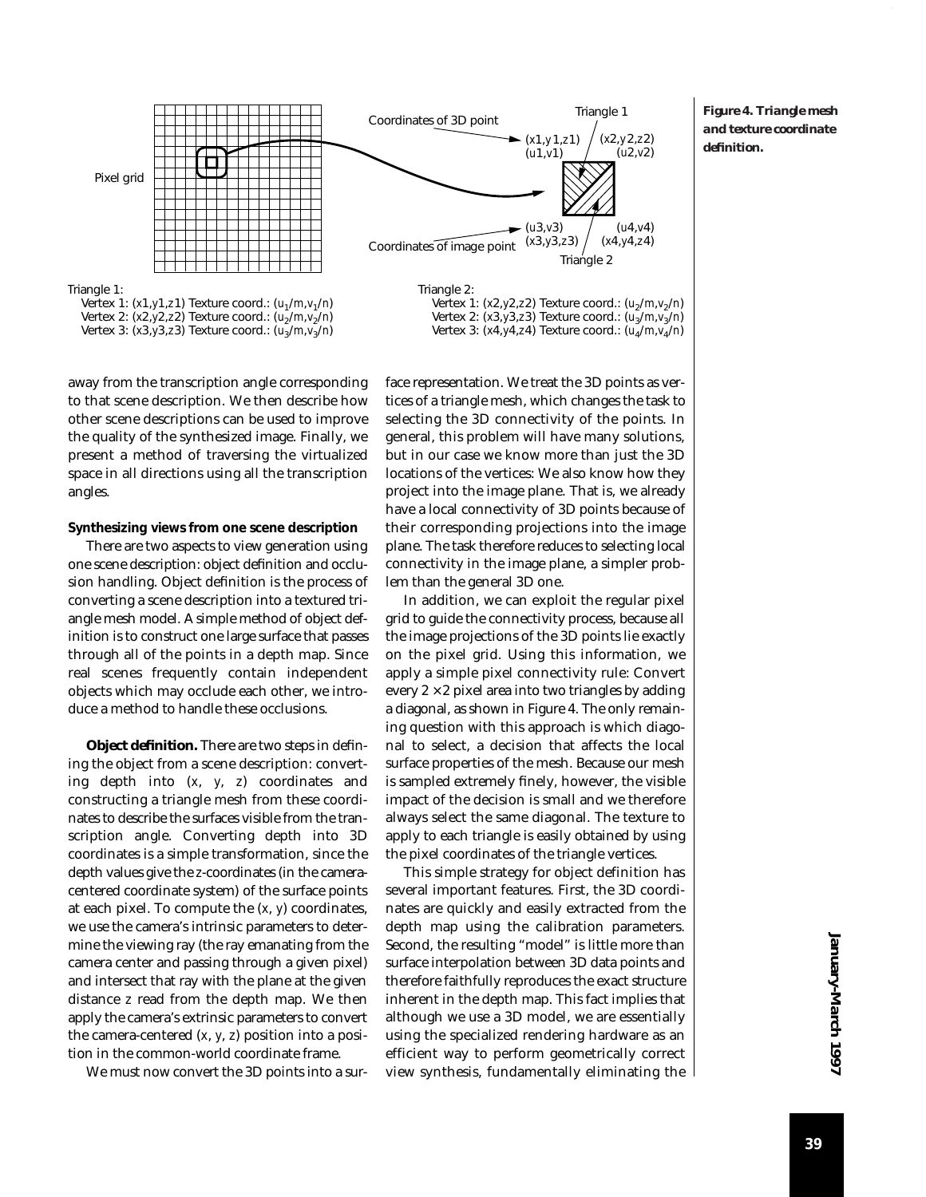Triangle 1:
Vertex 1: (x1,y1,z1) Texture coord.: ($u_1/m,v_1/n$)
Vertex 2: (x2,y2,z2) Texture coord.: ($u_2/m,v_2/n$)
Vertex 3: (x3,y3,z3) Texture coord.: ($u_3/m,v_3/n$)

Triangle 2:
Vertex 1: (x2,y2,z2) Texture coord.: ($u_2/m,v_2/n$)
Vertex 2: (x3,y3,z3) Texture coord.: ($u_3/m,v_3/n$)
Vertex 3: (x4,y4,z4) Texture coord.: ($u_4/m,v_4/n$)

**Figure 4. Triangle mesh and texture coordinate definition.**

away from the transcription angle corresponding to that scene description. We then describe how other scene descriptions can be used to improve the quality of the synthesized image. Finally, we present a method of traversing the virtualized space in all directions using all the transcription angles.

### Synthesizing views from one scene description

There are two aspects to view generation using one scene description: object definition and occlusion handling. Object definition is the process of converting a scene description into a textured triangle mesh model. A simple method of object definition is to construct one large surface that passes through all of the points in a depth map. Since real scenes frequently contain independent objects which may occlude each other, we introduce a method to handle these occlusions.

**Object definition.** There are two steps in defining the object from a scene description: converting depth into $(x, y, z)$ coordinates and constructing a triangle mesh from these coordinates to describe the surfaces visible from the transcription angle. Converting depth into 3D coordinates is a simple transformation, since the depth values give the $z$-coordinates (in the camera-centered coordinate system) of the surface points at each pixel. To compute the $(x, y)$ coordinates, we use the camera's intrinsic parameters to determine the viewing ray (the ray emanating from the camera center and passing through a given pixel) and intersect that ray with the plane at the given distance $z$ read from the depth map. We then apply the camera's extrinsic parameters to convert the camera-centered $(x, y, z)$ position into a position in the common-world coordinate frame.

We must now convert the 3D points into a surface representation. We treat the 3D points as vertices of a triangle mesh, which changes the task to selecting the 3D connectivity of the points. In general, this problem will have many solutions, but in our case we know more than just the 3D locations of the vertices: We also know how they project into the image plane. That is, we already have a local connectivity of 3D points because of their corresponding projections into the image plane. The task therefore reduces to selecting local connectivity in the image plane, a simpler problem than the general 3D one.

In addition, we can exploit the regular pixel grid to guide the connectivity process, because all the image projections of the 3D points lie exactly on the pixel grid. Using this information, we apply a simple pixel connectivity rule: Convert every $2 \times 2$ pixel area into two triangles by adding a diagonal, as shown in Figure 4. The only remaining question with this approach is which diagonal to select, a decision that affects the local surface properties of the mesh. Because our mesh is sampled extremely finely, however, the visible impact of the decision is small and we therefore always select the same diagonal. The texture to apply to each triangle is easily obtained by using the pixel coordinates of the triangle vertices.

This simple strategy for object definition has several important features. First, the 3D coordinates are quickly and easily extracted from the depth map using the calibration parameters. Second, the resulting "model" is little more than surface interpolation between 3D data points and therefore faithfully reproduces the exact structure inherent in the depth map. This fact implies that although we use a 3D model, we are essentially using the specialized rendering hardware as an efficient way to perform geometrically correct view synthesis, fundamentally eliminating the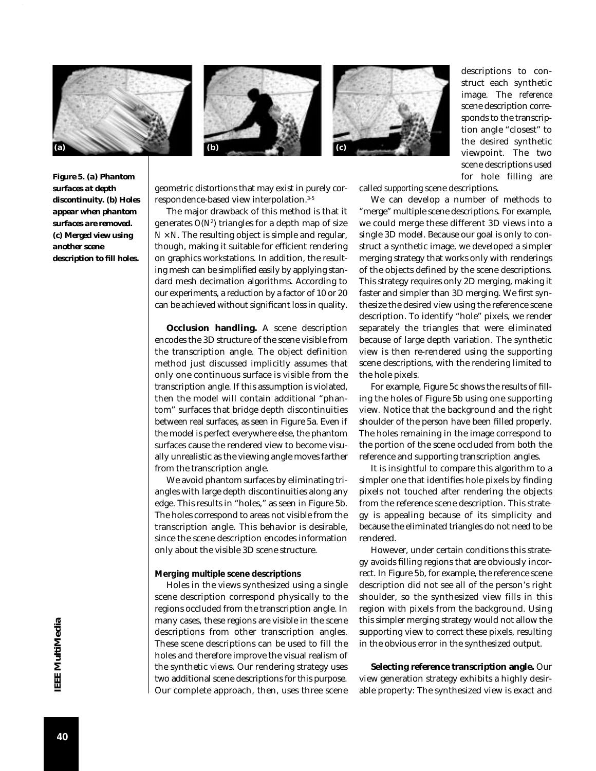Figure 5. (a) Phantom surfaces at depth discontinuity. (b) Holes appear when phantom surfaces are removed. (c) Merged view using another scene description to fill holes.

geometric distortions that may exist in purely correspondence-based view interpolation.[3-5]

The major drawback of this method is that it generates $O(N^2)$ triangles for a depth map of size $N \times N$. The resulting object is simple and regular, though, making it suitable for efficient rendering on graphics workstations. In addition, the resulting mesh can be simplified easily by applying standard mesh decimation algorithms. According to our experiments, a reduction by a factor of 10 or 20 can be achieved without significant loss in quality.

**Occlusion handling.** A scene description encodes the 3D structure of the scene visible from the transcription angle. The object definition method just discussed implicitly assumes that only one continuous surface is visible from the transcription angle. If this assumption is violated, then the model will contain additional "phantom" surfaces that bridge depth discontinuities between real surfaces, as seen in Figure 5a. Even if the model is perfect everywhere else, the phantom surfaces cause the rendered view to become visually unrealistic as the viewing angle moves farther from the transcription angle.

We avoid phantom surfaces by eliminating triangles with large depth discontinuities along any edge. This results in "holes," as seen in Figure 5b. The holes correspond to areas not visible from the transcription angle. This behavior is desirable, since the scene description encodes information only about the visible 3D scene structure.

### Merging multiple scene descriptions

Holes in the views synthesized using a single scene description correspond physically to the regions occluded from the transcription angle. In many cases, these regions are visible in the scene descriptions from other transcription angles. These scene descriptions can be used to fill the holes and therefore improve the visual realism of the synthetic views. Our rendering strategy uses two additional scene descriptions for this purpose. Our complete approach, then, uses three scene descriptions to construct each synthetic image. The *reference* scene description corresponds to the transcription angle "closest" to the desired synthetic viewpoint. The two scene descriptions used for hole filling are called *supporting* scene descriptions.

We can develop a number of methods to "merge" multiple scene descriptions. For example, we could merge these different 3D views into a single 3D model. Because our goal is only to construct a synthetic image, we developed a simpler merging strategy that works only with renderings of the objects defined by the scene descriptions. This strategy requires only 2D merging, making it faster and simpler than 3D merging. We first synthesize the desired view using the reference scene description. To identify "hole" pixels, we render separately the triangles that were eliminated because of large depth variation. The synthetic view is then re-rendered using the supporting scene descriptions, with the rendering limited to the hole pixels.

For example, Figure 5c shows the results of filling the holes of Figure 5b using one supporting view. Notice that the background and the right shoulder of the person have been filled properly. The holes remaining in the image correspond to the portion of the scene occluded from both the reference and supporting transcription angles.

It is insightful to compare this algorithm to a simpler one that identifies hole pixels by finding pixels not touched after rendering the objects from the reference scene description. This strategy is appealing because of its simplicity and because the eliminated triangles do not need to be rendered.

However, under certain conditions this strategy avoids filling regions that are obviously incorrect. In Figure 5b, for example, the reference scene description did not see all of the person's right shoulder, so the synthesized view fills in this region with pixels from the background. Using this simpler merging strategy would not allow the supporting view to correct these pixels, resulting in the obvious error in the synthesized output.

**Selecting reference transcription angle.** Our view generation strategy exhibits a highly desirable property: The synthesized view is exact and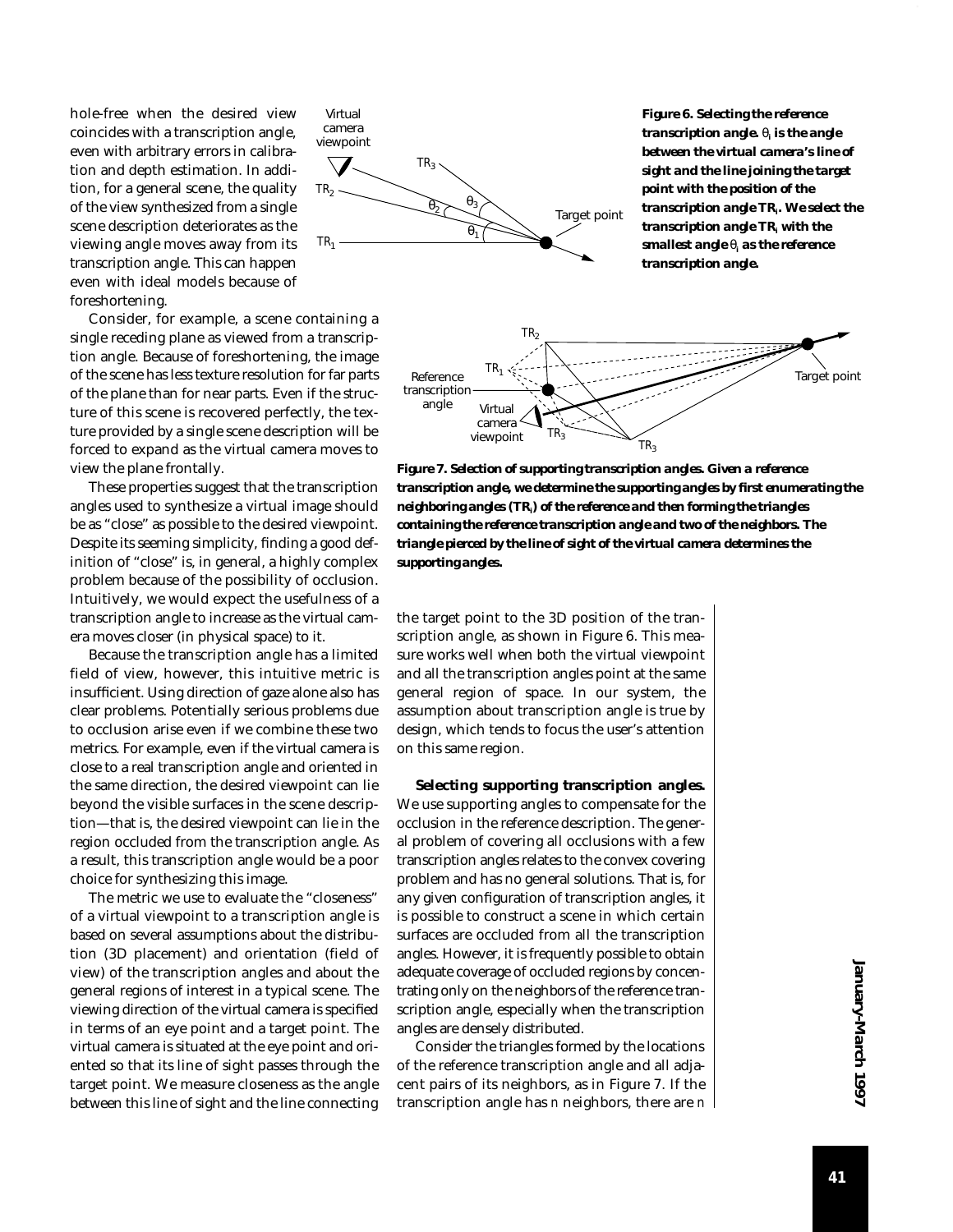hole-free when the desired view coincides with a transcription angle, even with arbitrary errors in calibration and depth estimation. In addition, for a general scene, the quality of the view synthesized from a single scene description deteriorates as the viewing angle moves away from its transcription angle. This can happen even with ideal models because of foreshortening.

Consider, for example, a scene containing a single receding plane as viewed from a transcription angle. Because of foreshortening, the image of the scene has less texture resolution for far parts of the plane than for near parts. Even if the structure of this scene is recovered perfectly, the texture provided by a single scene description will be forced to expand as the virtual camera moves to view the plane frontally.

These properties suggest that the transcription angles used to synthesize a virtual image should be as "close" as possible to the desired viewpoint. Despite its seeming simplicity, finding a good definition of "close" is, in general, a highly complex problem because of the possibility of occlusion. Intuitively, we would expect the usefulness of a transcription angle to increase as the virtual camera moves closer (in physical space) to it.

Because the transcription angle has a limited field of view, however, this intuitive metric is insufficient. Using direction of gaze alone also has clear problems. Potentially serious problems due to occlusion arise even if we combine these two metrics. For example, even if the virtual camera is close to a real transcription angle and oriented in the same direction, the desired viewpoint can lie beyond the visible surfaces in the scene description—that is, the desired viewpoint can lie in the region occluded from the transcription angle. As a result, this transcription angle would be a poor choice for synthesizing this image.

The metric we use to evaluate the "closeness" of a virtual viewpoint to a transcription angle is based on several assumptions about the distribution (3D placement) and orientation (field of view) of the transcription angles and about the general regions of interest in a typical scene. The viewing direction of the virtual camera is specified in terms of an eye point and a target point. The virtual camera is situated at the eye point and oriented so that its line of sight passes through the target point. We measure closeness as the angle between this line of sight and the line connecting the target point to the 3D position of the transcription angle, as shown in Figure 6. This measure works well when both the virtual viewpoint and all the transcription angles point at the same general region of space. In our system, the assumption about transcription angle is true by design, which tends to focus the user's attention on this same region.

Virtual camera viewpoint
$TR_1$
$TR_2$
$TR_3$
$\theta_1$
$\theta_2$
$\theta_3$
Target point

**Figure 6. Selecting the reference transcription angle. $\theta_i$ is the angle between the virtual camera's line of sight and the line joining the target point with the position of the transcription angle $TR_i$. We select the transcription angle $TR_i$ with the smallest angle $\theta_i$ as the reference transcription angle.**

$TR_1$
$TR_2$
$TR_3$
$TR_3$
Reference transcription angle
Virtual camera viewpoint
Target point

**Figure 7. Selection of supporting transcription angles. Given a reference transcription angle, we determine the supporting angles by first enumerating the neighboring angles ($TR_i$) of the reference and then forming the triangles containing the reference transcription angle and two of the neighbors. The triangle pierced by the line of sight of the virtual camera determines the supporting angles.**

**Selecting supporting transcription angles.** We use supporting angles to compensate for the occlusion in the reference description. The general problem of covering all occlusions with a few transcription angles relates to the convex covering problem and has no general solutions. That is, for any given configuration of transcription angles, it is possible to construct a scene in which certain surfaces are occluded from all the transcription angles. However, it is frequently possible to obtain adequate coverage of occluded regions by concentrating only on the neighbors of the reference transcription angle, especially when the transcription angles are densely distributed.

Consider the triangles formed by the locations of the reference transcription angle and all adjacent pairs of its neighbors, as in Figure 7. If the transcription angle has $n$ neighbors, there are $n$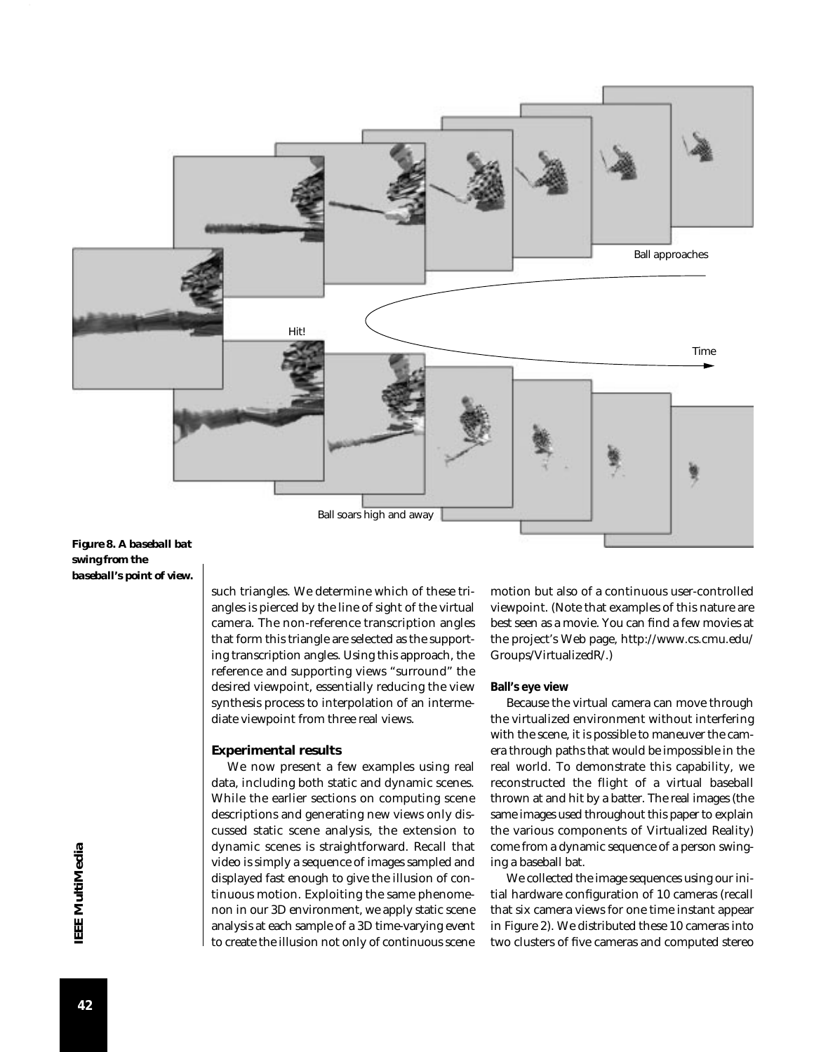Figure 8. A baseball bat swing from the baseball's point of view.

such triangles. We determine which of these triangles is pierced by the line of sight of the virtual camera. The non-reference transcription angles that form this triangle are selected as the supporting transcription angles. Using this approach, the reference and supporting views "surround" the desired viewpoint, essentially reducing the view synthesis process to interpolation of an intermediate viewpoint from three real views.

## Experimental results

We now present a few examples using real data, including both static and dynamic scenes. While the earlier sections on computing scene descriptions and generating new views only discussed static scene analysis, the extension to dynamic scenes is straightforward. Recall that video is simply a sequence of images sampled and displayed fast enough to give the illusion of continuous motion. Exploiting the same phenomenon in our 3D environment, we apply static scene analysis at each sample of a 3D time-varying event to create the illusion not only of continuous scene motion but also of a continuous user-controlled viewpoint. (Note that examples of this nature are best seen as a movie. You can find a few movies at the project's Web page, http://www.cs.cmu.edu/Groups/VirtualizedR/.)

### Ball's eye view

Because the virtual camera can move through the virtualized environment without interfering with the scene, it is possible to maneuver the camera through paths that would be impossible in the real world. To demonstrate this capability, we reconstructed the flight of a virtual baseball thrown at and hit by a batter. The real images (the same images used throughout this paper to explain the various components of Virtualized Reality) come from a dynamic sequence of a person swinging a baseball bat.

We collected the image sequences using our initial hardware configuration of 10 cameras (recall that six camera views for one time instant appear in Figure 2). We distributed these 10 cameras into two clusters of five cameras and computed stereo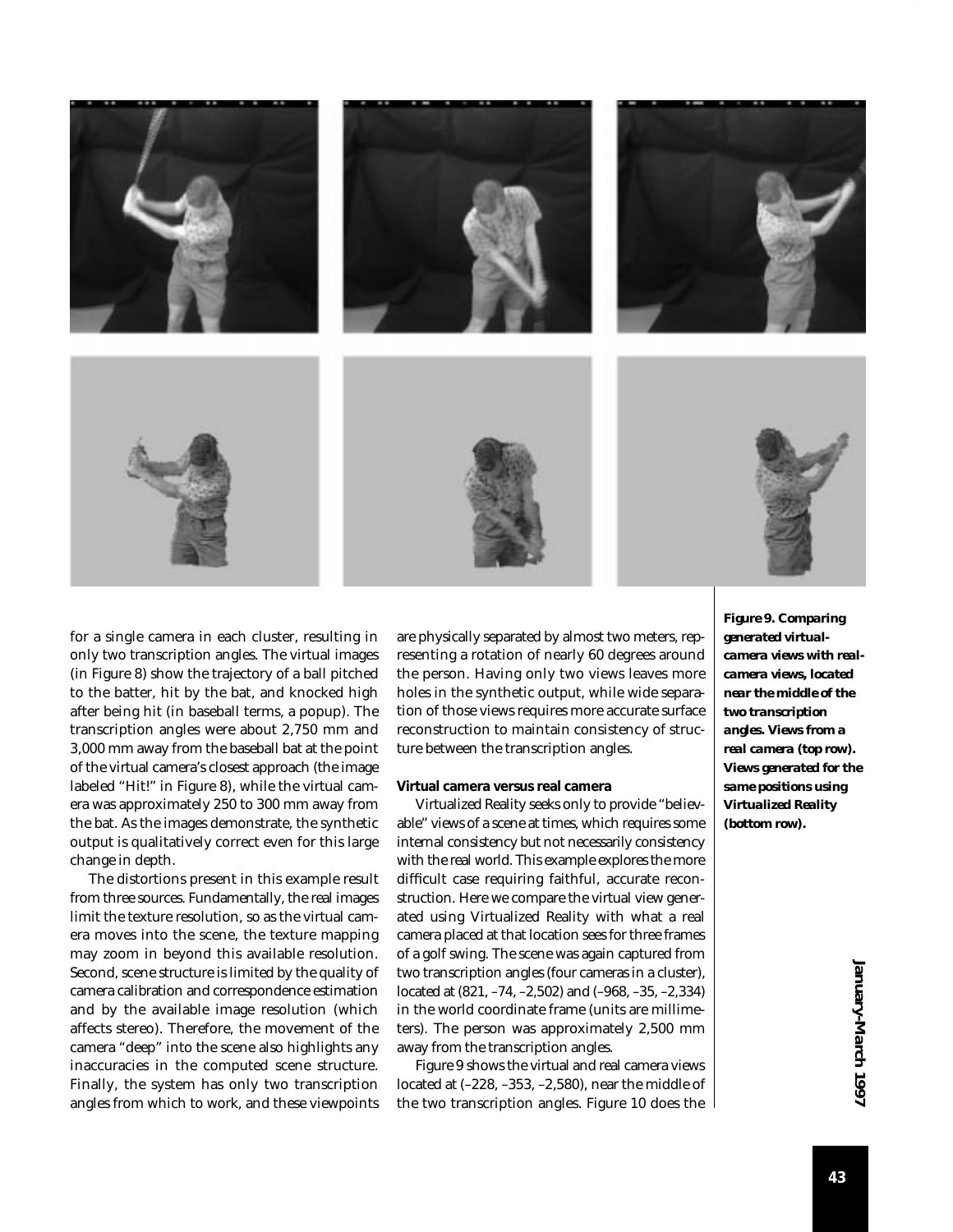for a single camera in each cluster, resulting in only two transcription angles. The virtual images (in Figure 8) show the trajectory of a ball pitched to the batter, hit by the bat, and knocked high after being hit (in baseball terms, a popup). The transcription angles were about 2,750 mm and 3,000 mm away from the baseball bat at the point of the virtual camera's closest approach (the image labeled "Hit!" in Figure 8), while the virtual camera was approximately 250 to 300 mm away from the bat. As the images demonstrate, the synthetic output is qualitatively correct even for this large change in depth.

The distortions present in this example result from three sources. Fundamentally, the real images limit the texture resolution, so as the virtual camera moves into the scene, the texture mapping may zoom in beyond this available resolution. Second, scene structure is limited by the quality of camera calibration and correspondence estimation and by the available image resolution (which affects stereo). Therefore, the movement of the camera "deep" into the scene also highlights any inaccuracies in the computed scene structure. Finally, the system has only two transcription angles from which to work, and these viewpoints are physically separated by almost two meters, representing a rotation of nearly 60 degrees around the person. Having only two views leaves more holes in the synthetic output, while wide separation of those views requires more accurate surface reconstruction to maintain consistency of structure between the transcription angles.

#### Virtual camera versus real camera

Virtualized Reality seeks only to provide "believable" views of a scene at times, which requires some internal consistency but not necessarily consistency with the real world. This example explores the more difficult case requiring faithful, accurate reconstruction. Here we compare the virtual view generated using Virtualized Reality with what a real camera placed at that location sees for three frames of a golf swing. The scene was again captured from two transcription angles (four cameras in a cluster), located at (821, –74, –2,502) and (–968, –35, –2,334) in the world coordinate frame (units are millimeters). The person was approximately 2,500 mm away from the transcription angles.

Figure 9 shows the virtual and real camera views located at (–228, –353, –2,580), near the middle of the two transcription angles. Figure 10 does the

**Figure 9. Comparing generated virtual-camera views with real-camera views, located near the middle of the two transcription angles. Views from a real camera (top row). Views generated for the same positions using Virtualized Reality (bottom row).**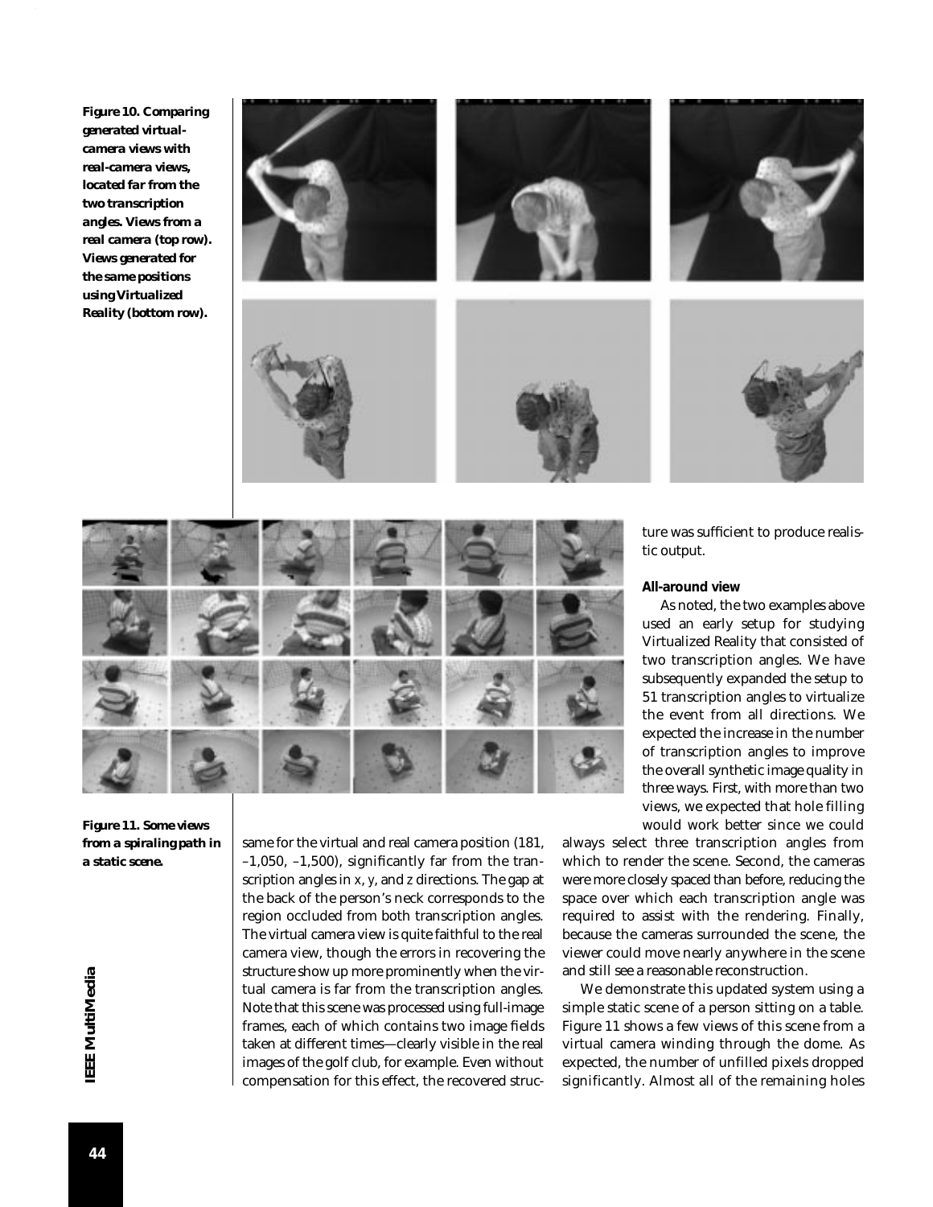**Figure 10. Comparing generated virtual-camera views with real-camera views, located far from the two transcription angles. Views from a real camera (top row). Views generated for the same positions using Virtualized Reality (bottom row).**

**Figure 11. Some views from a spiraling path in a static scene.**

same for the virtual and real camera position (181, –1,050, –1,500), significantly far from the transcription angles in $x$, $y$, and $z$ directions. The gap at the back of the person's neck corresponds to the region occluded from both transcription angles. The virtual camera view is quite faithful to the real camera view, though the errors in recovering the structure show up more prominently when the virtual camera is far from the transcription angles. Note that this scene was processed using full-image frames, each of which contains two image fields taken at different times—clearly visible in the real images of the golf club, for example. Even without compensation for this effect, the recovered structure was sufficient to produce realistic output.

### All-around view

As noted, the two examples above used an early setup for studying Virtualized Reality that consisted of two transcription angles. We have subsequently expanded the setup to 51 transcription angles to virtualize the event from all directions. We expected the increase in the number of transcription angles to improve the overall synthetic image quality in three ways. First, with more than two views, we expected that hole filling would work better since we could always select three transcription angles from which to render the scene. Second, the cameras were more closely spaced than before, reducing the space over which each transcription angle was required to assist with the rendering. Finally, because the cameras surrounded the scene, the viewer could move nearly anywhere in the scene and still see a reasonable reconstruction.

We demonstrate this updated system using a simple static scene of a person sitting on a table. Figure 11 shows a few views of this scene from a virtual camera winding through the dome. As expected, the number of unfilled pixels dropped significantly. Almost all of the remaining holes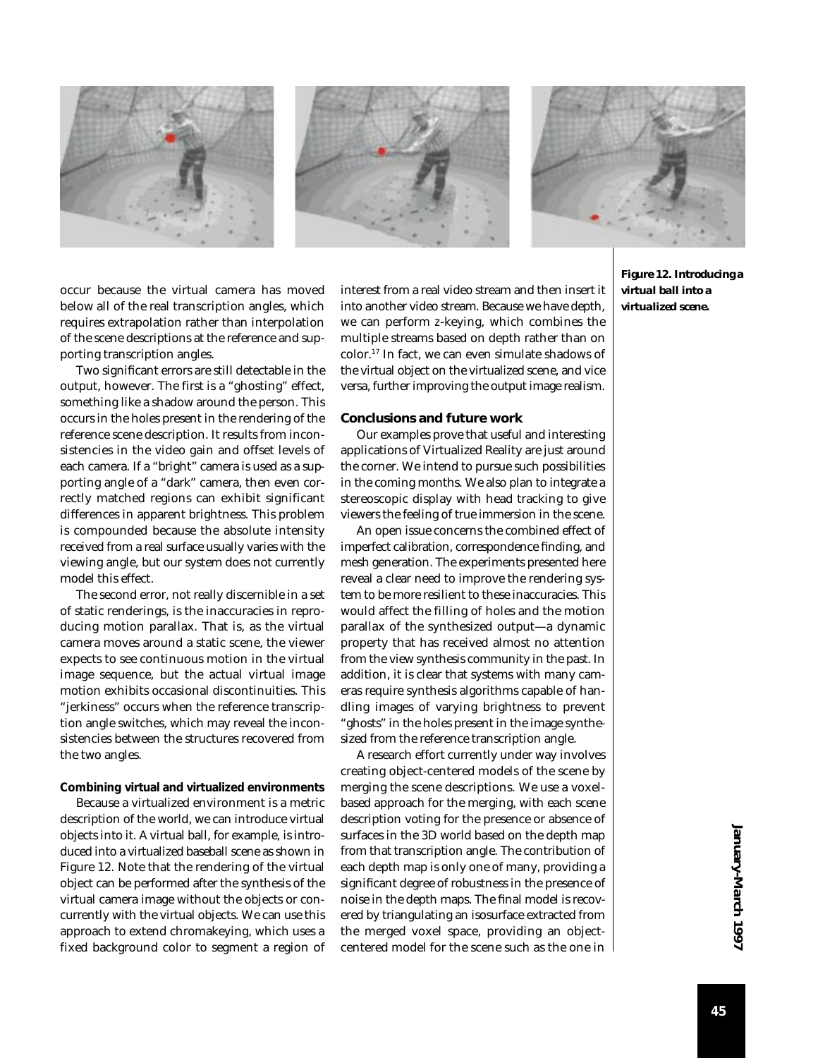occur because the virtual camera has moved below all of the real transcription angles, which requires extrapolation rather than interpolation of the scene descriptions at the reference and supporting transcription angles.

Two significant errors are still detectable in the output, however. The first is a "ghosting" effect, something like a shadow around the person. This occurs in the holes present in the rendering of the reference scene description. It results from inconsistencies in the video gain and offset levels of each camera. If a "bright" camera is used as a supporting angle of a "dark" camera, then even correctly matched regions can exhibit significant differences in apparent brightness. This problem is compounded because the absolute intensity received from a real surface usually varies with the viewing angle, but our system does not currently model this effect.

The second error, not really discernible in a set of static renderings, is the inaccuracies in reproducing motion parallax. That is, as the virtual camera moves around a static scene, the viewer expects to see continuous motion in the virtual image sequence, but the actual virtual image motion exhibits occasional discontinuities. This "jerkiness" occurs when the reference transcription angle switches, which may reveal the inconsistencies between the structures recovered from the two angles.

#### Combining virtual and virtualized environments

Because a virtualized environment is a metric description of the world, we can introduce virtual objects into it. A virtual ball, for example, is introduced into a virtualized baseball scene as shown in Figure 12. Note that the rendering of the virtual object can be performed after the synthesis of the virtual camera image without the objects or concurrently with the virtual objects. We can use this approach to extend chromakeying, which uses a fixed background color to segment a region of interest from a real video stream and then insert it into another video stream. Because we have depth, we can perform *z*-keying, which combines the multiple streams based on depth rather than on color.[17] In fact, we can even simulate shadows of the virtual object on the virtualized scene, and vice versa, further improving the output image realism.

**Figure 12. Introducing a virtual ball into a virtualized scene.**

### Conclusions and future work

Our examples prove that useful and interesting applications of Virtualized Reality are just around the corner. We intend to pursue such possibilities in the coming months. We also plan to integrate a stereoscopic display with head tracking to give viewers the feeling of true immersion in the scene.

An open issue concerns the combined effect of imperfect calibration, correspondence finding, and mesh generation. The experiments presented here reveal a clear need to improve the rendering system to be more resilient to these inaccuracies. This would affect the filling of holes and the motion parallax of the synthesized output—a dynamic property that has received almost no attention from the view synthesis community in the past. In addition, it is clear that systems with many cameras require synthesis algorithms capable of handling images of varying brightness to prevent "ghosts" in the holes present in the image synthesized from the reference transcription angle.

A research effort currently under way involves creating object-centered models of the scene by merging the scene descriptions. We use a voxel-based approach for the merging, with each scene description voting for the presence or absence of surfaces in the 3D world based on the depth map from that transcription angle. The contribution of each depth map is only one of many, providing a significant degree of robustness in the presence of noise in the depth maps. The final model is recovered by triangulating an isosurface extracted from the merged voxel space, providing an object-centered model for the scene such as the one in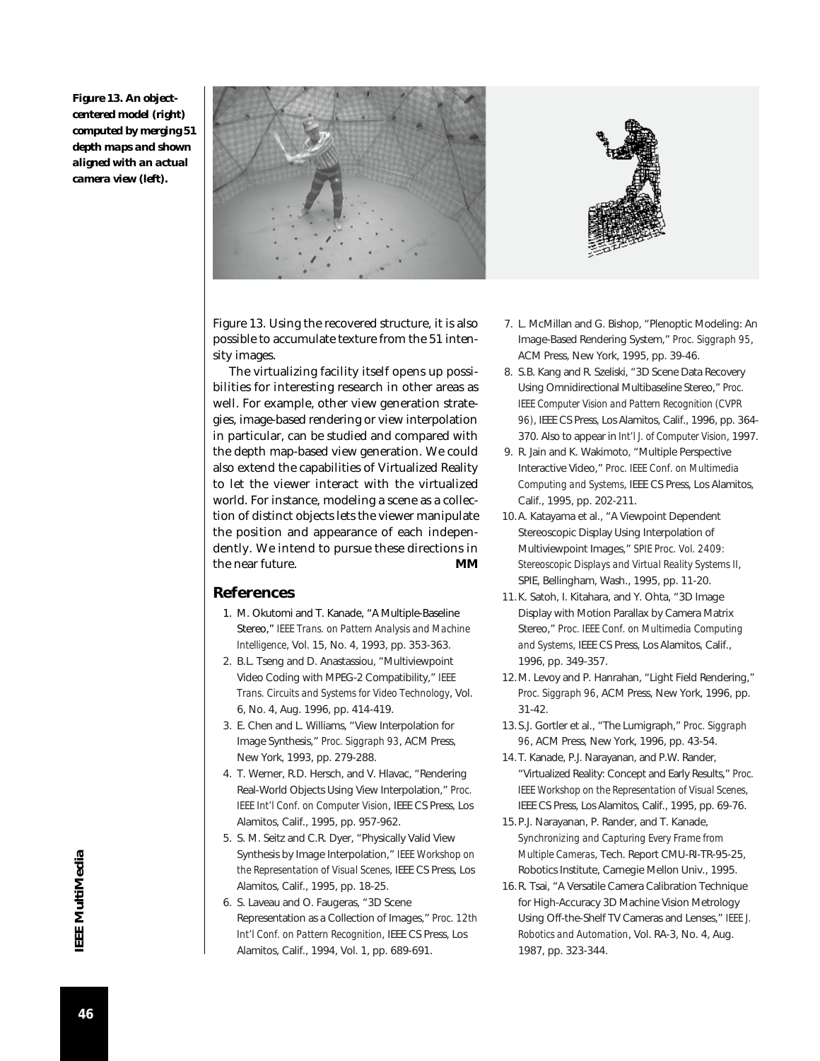**Figure 13. An object-centered model (right) computed by merging 51 depth maps and shown aligned with an actual camera view (left).**

Figure 13. Using the recovered structure, it is also possible to accumulate texture from the 51 intensity images.

The virtualizing facility itself opens up possibilities for interesting research in other areas as well. For example, other view generation strategies, image-based rendering or view interpolation in particular, can be studied and compared with the depth map-based view generation. We could also extend the capabilities of Virtualized Reality to let the viewer interact with the virtualized world. For instance, modeling a scene as a collection of distinct objects lets the viewer manipulate the position and appearance of each independently. We intend to pursue these directions in the near future. **MM**

## References

1. M. Okutomi and T. Kanade, "A Multiple-Baseline Stereo," *IEEE Trans. on Pattern Analysis and Machine Intelligence*, Vol. 15, No. 4, 1993, pp. 353-363.
2. B.L. Tseng and D. Anastassiou, "Multiviewpoint Video Coding with MPEG-2 Compatibility," *IEEE Trans. Circuits and Systems for Video Technology*, Vol. 6, No. 4, Aug. 1996, pp. 414-419.
3. E. Chen and L. Williams, "View Interpolation for Image Synthesis," *Proc. Siggraph 93*, ACM Press, New York, 1993, pp. 279-288.
4. T. Werner, R.D. Hersch, and V. Hlavac, "Rendering Real-World Objects Using View Interpolation," *Proc. IEEE Int'l Conf. on Computer Vision*, IEEE CS Press, Los Alamitos, Calif., 1995, pp. 957-962.
5. S. M. Seitz and C.R. Dyer, "Physically Valid View Synthesis by Image Interpolation," *IEEE Workshop on the Representation of Visual Scenes*, IEEE CS Press, Los Alamitos, Calif., 1995, pp. 18-25.
6. S. Laveau and O. Faugeras, "3D Scene Representation as a Collection of Images," *Proc. 12th Int'l Conf. on Pattern Recognition*, IEEE CS Press, Los Alamitos, Calif., 1994, Vol. 1, pp. 689-691.
7. L. McMillan and G. Bishop, "Plenoptic Modeling: An Image-Based Rendering System," *Proc. Siggraph 95*, ACM Press, New York, 1995, pp. 39-46.
8. S.B. Kang and R. Szeliski, "3D Scene Data Recovery Using Omnidirectional Multibaseline Stereo," *Proc. IEEE Computer Vision and Pattern Recognition (CVPR 96)*, IEEE CS Press, Los Alamitos, Calif., 1996, pp. 364-370. Also to appear in *Int'l J. of Computer Vision*, 1997.
9. R. Jain and K. Wakimoto, "Multiple Perspective Interactive Video," *Proc. IEEE Conf. on Multimedia Computing and Systems*, IEEE CS Press, Los Alamitos, Calif., 1995, pp. 202-211.
10. A. Katayama et al., "A Viewpoint Dependent Stereoscopic Display Using Interpolation of Multiviewpoint Images," *SPIE Proc. Vol. 2409: Stereoscopic Displays and Virtual Reality Systems II*, SPIE, Bellingham, Wash., 1995, pp. 11-20.
11. K. Satoh, I. Kitahara, and Y. Ohta, "3D Image Display with Motion Parallax by Camera Matrix Stereo," *Proc. IEEE Conf. on Multimedia Computing and Systems*, IEEE CS Press, Los Alamitos, Calif., 1996, pp. 349-357.
12. M. Levoy and P. Hanrahan, "Light Field Rendering," *Proc. Siggraph 96*, ACM Press, New York, 1996, pp. 31-42.
13. S.J. Gortler et al., "The Lumigraph," *Proc. Siggraph 96*, ACM Press, New York, 1996, pp. 43-54.
14. T. Kanade, P.J. Narayanan, and P.W. Rander, "Virtualized Reality: Concept and Early Results," *Proc. IEEE Workshop on the Representation of Visual Scenes*, IEEE CS Press, Los Alamitos, Calif., 1995, pp. 69-76.
15. P.J. Narayanan, P. Rander, and T. Kanade, *Synchronizing and Capturing Every Frame from Multiple Cameras*, Tech. Report CMU-RI-TR-95-25, Robotics Institute, Carnegie Mellon Univ., 1995.
16. R. Tsai, "A Versatile Camera Calibration Technique for High-Accuracy 3D Machine Vision Metrology Using Off-the-Shelf TV Cameras and Lenses," *IEEE J. Robotics and Automation*, Vol. RA-3, No. 4, Aug. 1987, pp. 323-344.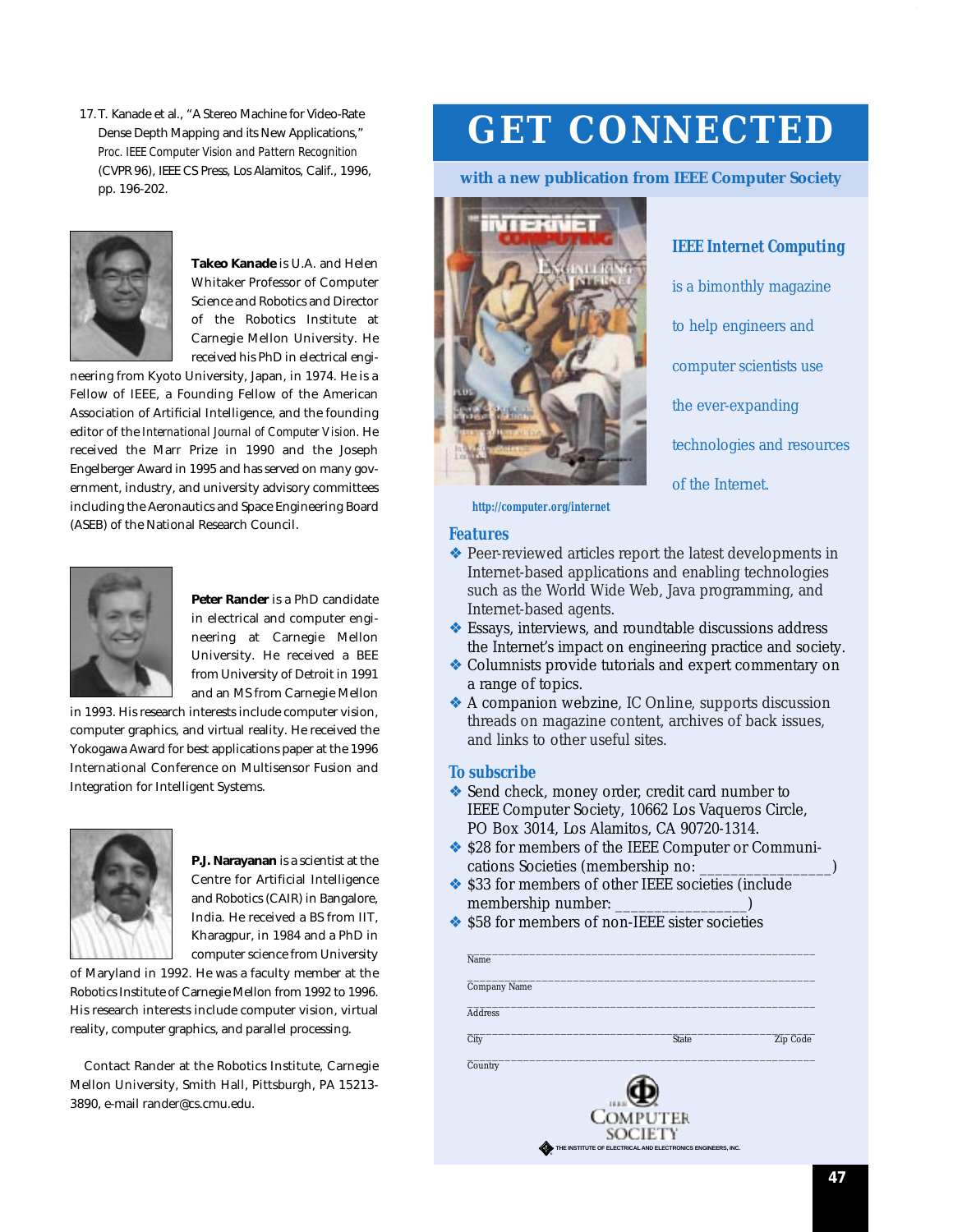17. T. Kanade et al., "A Stereo Machine for Video-Rate Dense Depth Mapping and its New Applications," *Proc. IEEE Computer Vision and Pattern Recognition* (CVPR 96), IEEE CS Press, Los Alamitos, Calif., 1996, pp. 196-202.

**Takeo Kanade** is U.A. and Helen Whitaker Professor of Computer Science and Robotics and Director of the Robotics Institute at Carnegie Mellon University. He received his PhD in electrical engineering from Kyoto University, Japan, in 1974. He is a Fellow of IEEE, a Founding Fellow of the American Association of Artificial Intelligence, and the founding editor of the *International Journal of Computer Vision*. He received the Marr Prize in 1990 and the Joseph Engelberger Award in 1995 and has served on many government, industry, and university advisory committees including the Aeronautics and Space Engineering Board (ASEB) of the National Research Council.

**Peter Rander** is a PhD candidate in electrical and computer engineering at Carnegie Mellon University. He received a BEE from University of Detroit in 1991 and an MS from Carnegie Mellon in 1993. His research interests include computer vision, computer graphics, and virtual reality. He received the Yokogawa Award for best applications paper at the 1996 International Conference on Multisensor Fusion and Integration for Intelligent Systems.

**P.J. Narayanan** is a scientist at the Centre for Artificial Intelligence and Robotics (CAIR) in Bangalore, India. He received a BS from IIT, Kharagpur, in 1984 and a PhD in computer science from University of Maryland in 1992. He was a faculty member at the Robotics Institute of Carnegie Mellon from 1992 to 1996. His research interests include computer vision, virtual reality, computer graphics, and parallel processing.

Contact Rander at the Robotics Institute, Carnegie Mellon University, Smith Hall, Pittsburgh, PA 15213-3890, e-mail rander@cs.cmu.edu.

# GET CONNECTED

**with a new publication from IEEE Computer Society**

***IEEE Internet Computing*** is a bimonthly magazine to help engineers and computer scientists use the ever-expanding technologies and resources of the Internet.

http://computer.org/internet

## Features

- Peer-reviewed articles report the latest developments in Internet-based applications and enabling technologies such as the World Wide Web, Java programming, and Internet-based agents.
- Essays, interviews, and roundtable discussions address the Internet's impact on engineering practice and society.
- Columnists provide tutorials and expert commentary on a range of topics.
- A companion webzine, IC Online, supports discussion threads on magazine content, archives of back issues, and links to other useful sites.

## To subscribe

- Send check, money order, credit card number to IEEE Computer Society, 10662 Los Vaqueros Circle, PO Box 3014, Los Alamitos, CA 90720-1314.
- $28 for members of the IEEE Computer or Communications Societies (membership no: ________________)
- $33 for members of other IEEE societies (include membership number: ________________)
- $58 for members of non-IEEE sister societies

Name ________________________________

Company Name ________________________________

Address ________________________________

City ________________ State ________ Zip Code ________

Country ________________________________

IEEE Computer Society

The Institute of Electrical and Electronics Engineers, Inc.